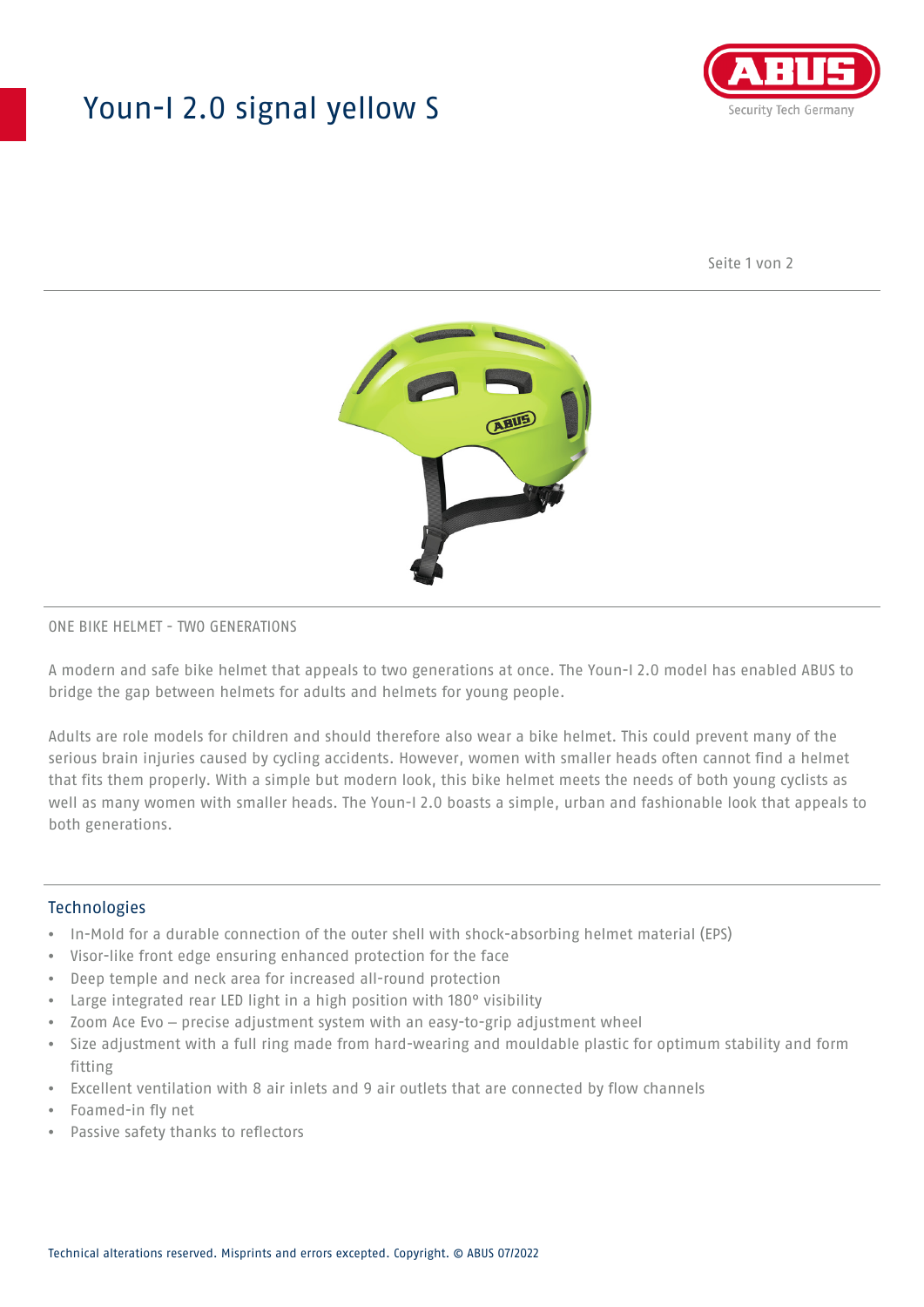# Youn-I 2.0 signal yellow S

ONE BIKE HELMET - TWO GENERATIONS

A modern and safe bike helmet that appeals to two generations at once. The Youn-I 2.0 model has enabled ABUS to bridge the gap between helmets for adults and helmets for young people.

Adults are role models for children and should therefore also wear a bike helmet. This could prevent many of the serious brain injuries caused by cycling accidents. However, women with smaller heads often cannot find a helmet that fits them properly. With a simple but modern look, this bike helmet meets the needs of both young cyclists as well as many women with smaller heads. The Youn-I 2.0 boasts a simple, urban and fashionable look that appeals to both generations.

## Technologies

- In-Mold for a durable connection of the outer shell with shock-absorbing helmet material (EPS)
- Visor-like front edge ensuring enhanced protection for the face
- Deep temple and neck area for increased all-round protection
- Large integrated rear LED light in a high position with 180° visibility
- Zoom Ace Evo – precise adjustment system with an easy-to-grip adjustment wheel
- Size adjustment with a full ring made from hard-wearing and mouldable plastic for optimum stability and form fitting
- Excellent ventilation with 8 air inlets and 9 air outlets that are connected by flow channels
- Foamed-in fly net
- Passive safety thanks to reflectors

Technical alterations reserved. Misprints and errors excepted. Copyright. © ABUS 07/2022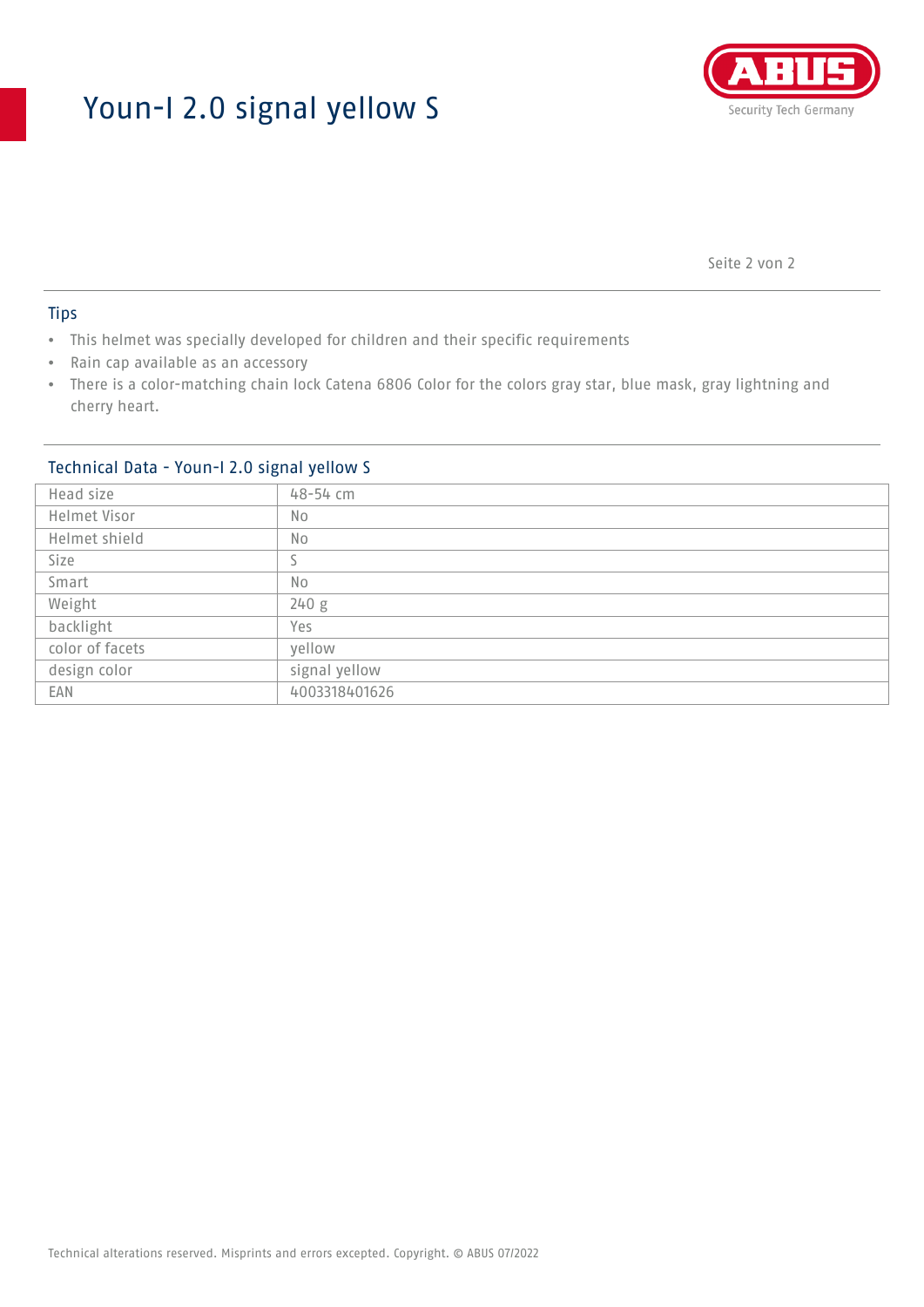# Youn-I 2.0 signal yellow S

## Tips

- This helmet was specially developed for children and their specific requirements
- Rain cap available as an accessory
- There is a color-matching chain lock Catena 6806 Color for the colors gray star, blue mask, gray lightning and cherry heart.

## Technical Data - Youn-I 2.0 signal yellow S

| | |
|---|---|
| Head size | 48-54 cm |
| Helmet Visor | No |
| Helmet shield | No |
| Size | S |
| Smart | No |
| Weight | 240 g |
| backlight | Yes |
| color of facets | yellow |
| design color | signal yellow |
| EAN | 4003318401626 |

Technical alterations reserved. Misprints and errors excepted. Copyright. © ABUS 07/2022